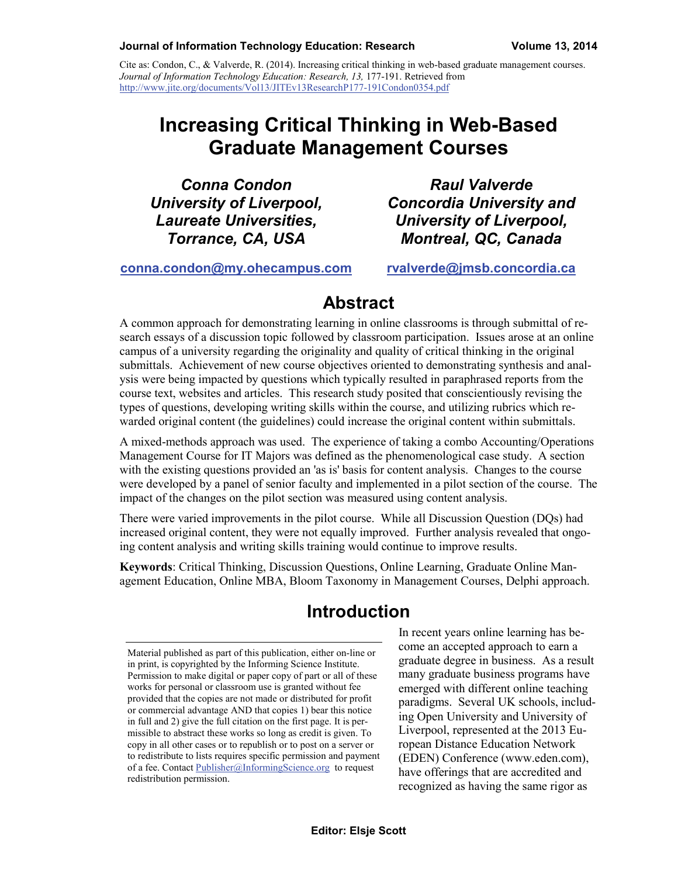Cite as: Condon, C., & Valverde, R. (2014). Increasing critical thinking in web-based graduate management courses. *Journal of Information Technology Education: Research, 13,* 177-191. Retrieved from http://www.jite.org/documents/Vol13/JITEv13ResearchP177-191Condon0354.pdf

# Increasing Critical Thinking in Web-Based Graduate Management Courses

***Conna Condon***
***University of Liverpool, Laureate Universities, Torrance, CA, USA***

conna.condon@my.ohecampus.com

***Raul Valverde***
***Concordia University and University of Liverpool, Montreal, QC, Canada***

rvalverde@jmsb.concordia.ca

## Abstract

A common approach for demonstrating learning in online classrooms is through submittal of research essays of a discussion topic followed by classroom participation. Issues arose at an online campus of a university regarding the originality and quality of critical thinking in the original submittals. Achievement of new course objectives oriented to demonstrating synthesis and analysis were being impacted by questions which typically resulted in paraphrased reports from the course text, websites and articles. This research study posited that conscientiously revising the types of questions, developing writing skills within the course, and utilizing rubrics which rewarded original content (the guidelines) could increase the original content within submittals.

A mixed-methods approach was used. The experience of taking a combo Accounting/Operations Management Course for IT Majors was defined as the phenomenological case study. A section with the existing questions provided an 'as is' basis for content analysis. Changes to the course were developed by a panel of senior faculty and implemented in a pilot section of the course. The impact of the changes on the pilot section was measured using content analysis.

There were varied improvements in the pilot course. While all Discussion Question (DQs) had increased original content, they were not equally improved. Further analysis revealed that ongoing content analysis and writing skills training would continue to improve results.

**Keywords**: Critical Thinking, Discussion Questions, Online Learning, Graduate Online Management Education, Online MBA, Bloom Taxonomy in Management Courses, Delphi approach.

## Introduction

In recent years online learning has become an accepted approach to earn a graduate degree in business. As a result many graduate business programs have emerged with different online teaching paradigms. Several UK schools, including Open University and University of Liverpool, represented at the 2013 European Distance Education Network (EDEN) Conference (www.eden.com), have offerings that are accredited and recognized as having the same rigor as

Material published as part of this publication, either on-line or in print, is copyrighted by the Informing Science Institute. Permission to make digital or paper copy of part or all of these works for personal or classroom use is granted without fee provided that the copies are not made or distributed for profit or commercial advantage AND that copies 1) bear this notice in full and 2) give the full citation on the first page. It is permissible to abstract these works so long as credit is given. To copy in all other cases or to republish or to post on a server or to redistribute to lists requires specific permission and payment of a fee. Contact Publisher@InformingScience.org to request redistribution permission.

Editor: Elsje Scott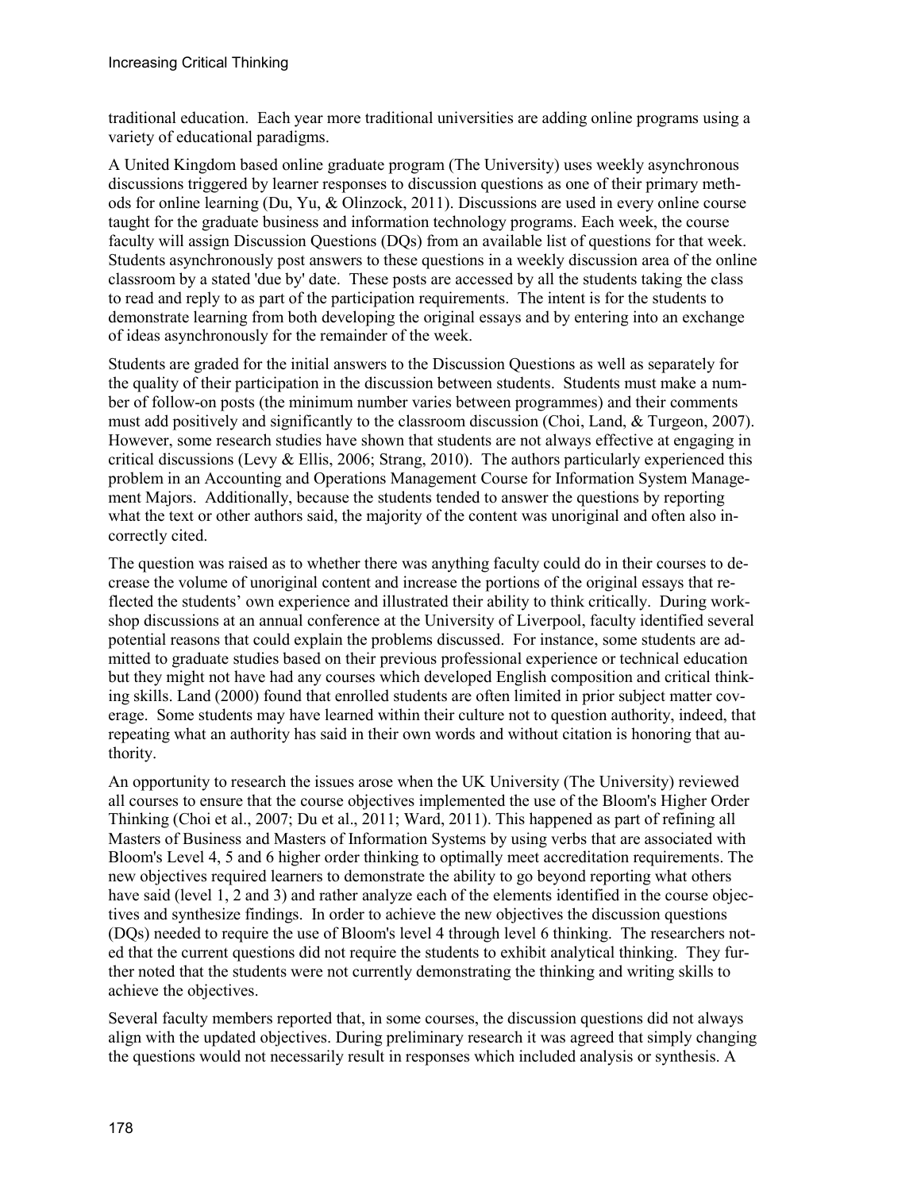traditional education. Each year more traditional universities are adding online programs using a variety of educational paradigms.

A United Kingdom based online graduate program (The University) uses weekly asynchronous discussions triggered by learner responses to discussion questions as one of their primary methods for online learning (Du, Yu, & Olinzock, 2011). Discussions are used in every online course taught for the graduate business and information technology programs. Each week, the course faculty will assign Discussion Questions (DQs) from an available list of questions for that week. Students asynchronously post answers to these questions in a weekly discussion area of the online classroom by a stated 'due by' date. These posts are accessed by all the students taking the class to read and reply to as part of the participation requirements. The intent is for the students to demonstrate learning from both developing the original essays and by entering into an exchange of ideas asynchronously for the remainder of the week.

Students are graded for the initial answers to the Discussion Questions as well as separately for the quality of their participation in the discussion between students. Students must make a number of follow-on posts (the minimum number varies between programmes) and their comments must add positively and significantly to the classroom discussion (Choi, Land, & Turgeon, 2007). However, some research studies have shown that students are not always effective at engaging in critical discussions (Levy & Ellis, 2006; Strang, 2010). The authors particularly experienced this problem in an Accounting and Operations Management Course for Information System Management Majors. Additionally, because the students tended to answer the questions by reporting what the text or other authors said, the majority of the content was unoriginal and often also incorrectly cited.

The question was raised as to whether there was anything faculty could do in their courses to decrease the volume of unoriginal content and increase the portions of the original essays that reflected the students' own experience and illustrated their ability to think critically. During workshop discussions at an annual conference at the University of Liverpool, faculty identified several potential reasons that could explain the problems discussed. For instance, some students are admitted to graduate studies based on their previous professional experience or technical education but they might not have had any courses which developed English composition and critical thinking skills. Land (2000) found that enrolled students are often limited in prior subject matter coverage. Some students may have learned within their culture not to question authority, indeed, that repeating what an authority has said in their own words and without citation is honoring that authority.

An opportunity to research the issues arose when the UK University (The University) reviewed all courses to ensure that the course objectives implemented the use of the Bloom's Higher Order Thinking (Choi et al., 2007; Du et al., 2011; Ward, 2011). This happened as part of refining all Masters of Business and Masters of Information Systems by using verbs that are associated with Bloom's Level 4, 5 and 6 higher order thinking to optimally meet accreditation requirements. The new objectives required learners to demonstrate the ability to go beyond reporting what others have said (level 1, 2 and 3) and rather analyze each of the elements identified in the course objectives and synthesize findings. In order to achieve the new objectives the discussion questions (DQs) needed to require the use of Bloom's level 4 through level 6 thinking. The researchers noted that the current questions did not require the students to exhibit analytical thinking. They further noted that the students were not currently demonstrating the thinking and writing skills to achieve the objectives.

Several faculty members reported that, in some courses, the discussion questions did not always align with the updated objectives. During preliminary research it was agreed that simply changing the questions would not necessarily result in responses which included analysis or synthesis. A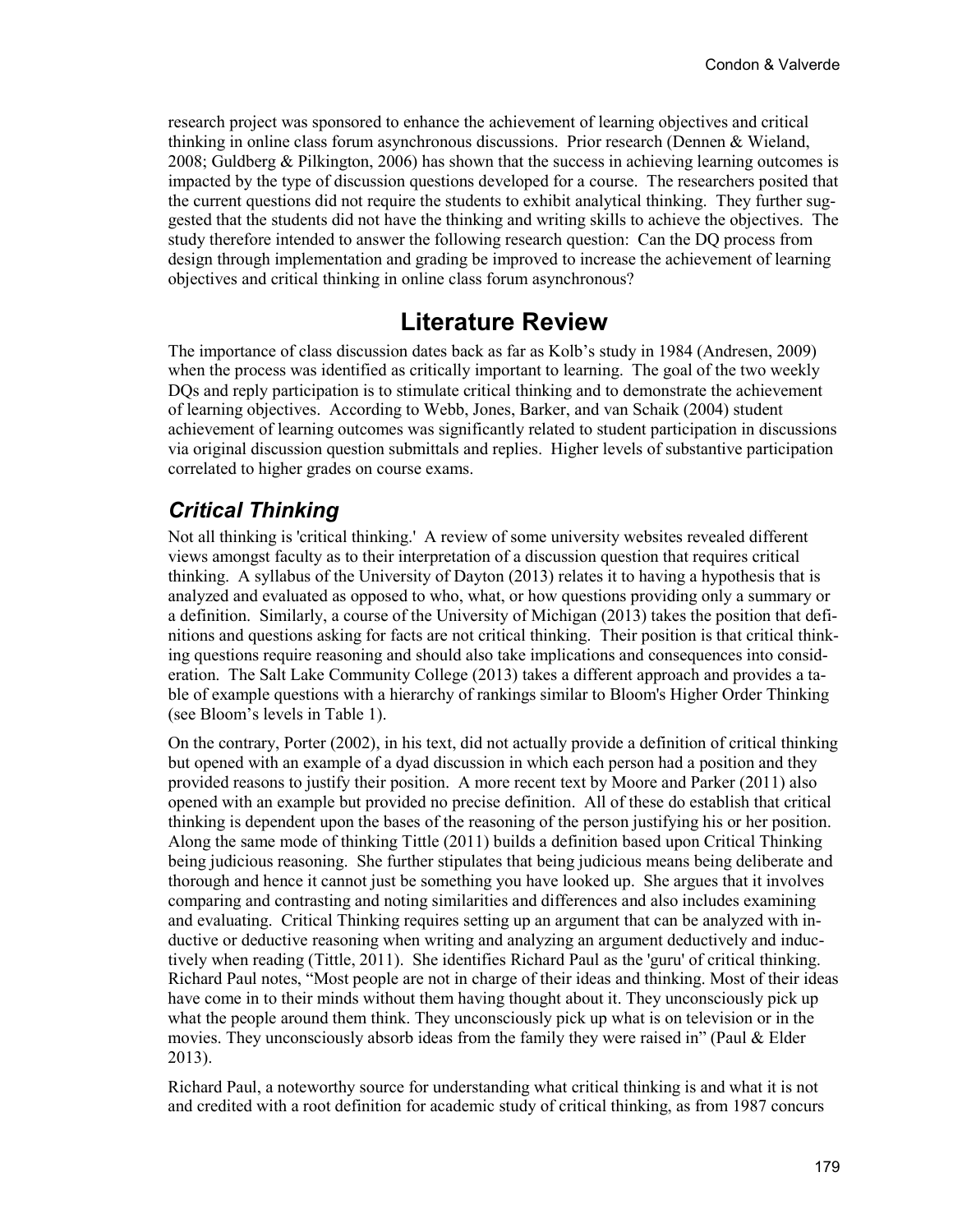research project was sponsored to enhance the achievement of learning objectives and critical thinking in online class forum asynchronous discussions. Prior research (Dennen & Wieland, 2008; Guldberg & Pilkington, 2006) has shown that the success in achieving learning outcomes is impacted by the type of discussion questions developed for a course. The researchers posited that the current questions did not require the students to exhibit analytical thinking. They further suggested that the students did not have the thinking and writing skills to achieve the objectives. The study therefore intended to answer the following research question: Can the DQ process from design through implementation and grading be improved to increase the achievement of learning objectives and critical thinking in online class forum asynchronous?

# Literature Review

The importance of class discussion dates back as far as Kolb's study in 1984 (Andresen, 2009) when the process was identified as critically important to learning. The goal of the two weekly DQs and reply participation is to stimulate critical thinking and to demonstrate the achievement of learning objectives. According to Webb, Jones, Barker, and van Schaik (2004) student achievement of learning outcomes was significantly related to student participation in discussions via original discussion question submittals and replies. Higher levels of substantive participation correlated to higher grades on course exams.

## *Critical Thinking*

Not all thinking is 'critical thinking.' A review of some university websites revealed different views amongst faculty as to their interpretation of a discussion question that requires critical thinking. A syllabus of the University of Dayton (2013) relates it to having a hypothesis that is analyzed and evaluated as opposed to who, what, or how questions providing only a summary or a definition. Similarly, a course of the University of Michigan (2013) takes the position that definitions and questions asking for facts are not critical thinking. Their position is that critical thinking questions require reasoning and should also take implications and consequences into consideration. The Salt Lake Community College (2013) takes a different approach and provides a table of example questions with a hierarchy of rankings similar to Bloom's Higher Order Thinking (see Bloom's levels in Table 1).

On the contrary, Porter (2002), in his text, did not actually provide a definition of critical thinking but opened with an example of a dyad discussion in which each person had a position and they provided reasons to justify their position. A more recent text by Moore and Parker (2011) also opened with an example but provided no precise definition. All of these do establish that critical thinking is dependent upon the bases of the reasoning of the person justifying his or her position. Along the same mode of thinking Tittle (2011) builds a definition based upon Critical Thinking being judicious reasoning. She further stipulates that being judicious means being deliberate and thorough and hence it cannot just be something you have looked up. She argues that it involves comparing and contrasting and noting similarities and differences and also includes examining and evaluating. Critical Thinking requires setting up an argument that can be analyzed with inductive or deductive reasoning when writing and analyzing an argument deductively and inductively when reading (Tittle, 2011). She identifies Richard Paul as the 'guru' of critical thinking. Richard Paul notes, "Most people are not in charge of their ideas and thinking. Most of their ideas have come in to their minds without them having thought about it. They unconsciously pick up what the people around them think. They unconsciously pick up what is on television or in the movies. They unconsciously absorb ideas from the family they were raised in" (Paul & Elder 2013).

Richard Paul, a noteworthy source for understanding what critical thinking is and what it is not and credited with a root definition for academic study of critical thinking, as from 1987 concurs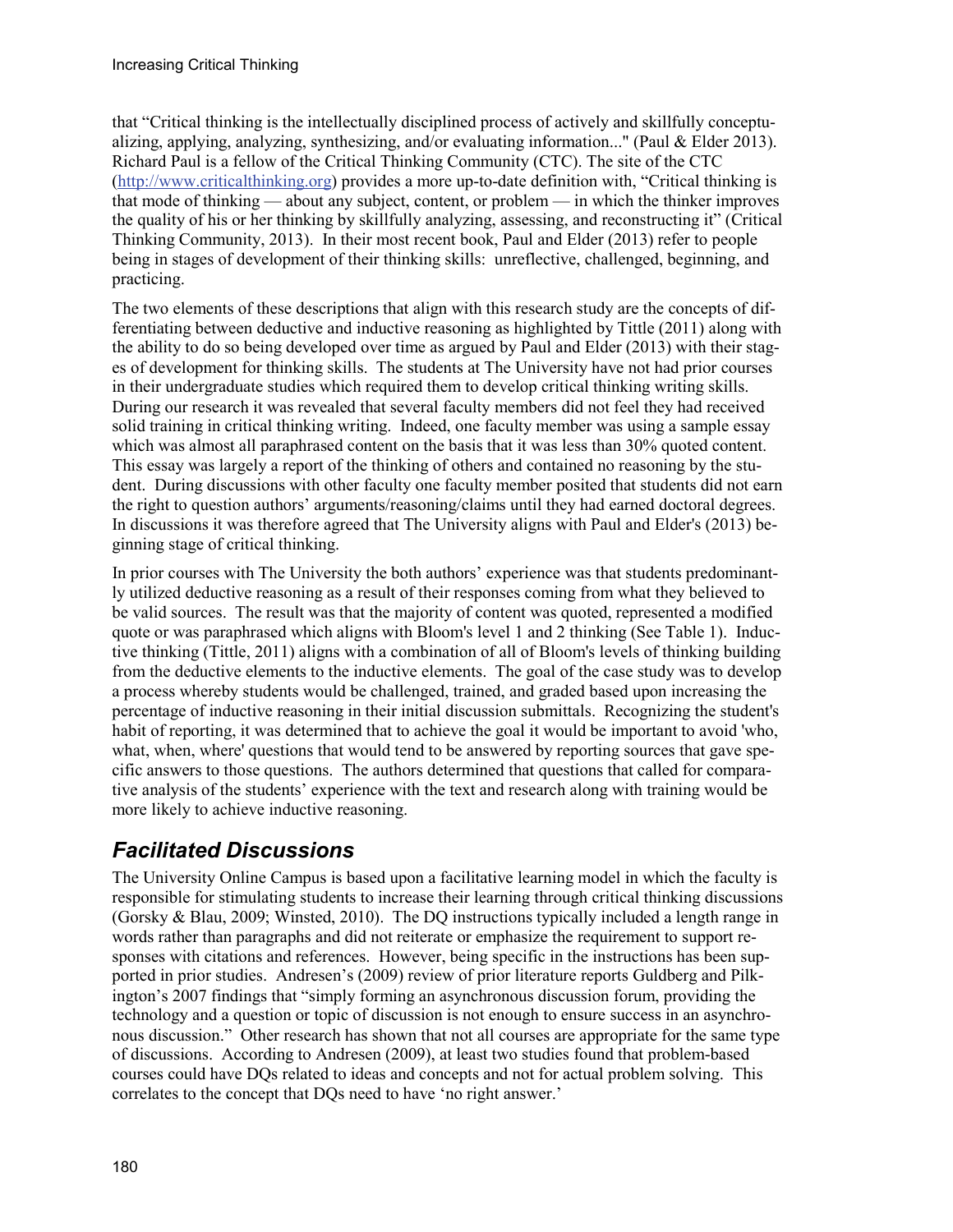that "Critical thinking is the intellectually disciplined process of actively and skillfully conceptualizing, applying, analyzing, synthesizing, and/or evaluating information..." (Paul & Elder 2013). Richard Paul is a fellow of the Critical Thinking Community (CTC). The site of the CTC (http://www.criticalthinking.org) provides a more up-to-date definition with, "Critical thinking is that mode of thinking — about any subject, content, or problem — in which the thinker improves the quality of his or her thinking by skillfully analyzing, assessing, and reconstructing it" (Critical Thinking Community, 2013). In their most recent book, Paul and Elder (2013) refer to people being in stages of development of their thinking skills: unreflective, challenged, beginning, and practicing.

The two elements of these descriptions that align with this research study are the concepts of differentiating between deductive and inductive reasoning as highlighted by Tittle (2011) along with the ability to do so being developed over time as argued by Paul and Elder (2013) with their stages of development for thinking skills. The students at The University have not had prior courses in their undergraduate studies which required them to develop critical thinking writing skills. During our research it was revealed that several faculty members did not feel they had received solid training in critical thinking writing. Indeed, one faculty member was using a sample essay which was almost all paraphrased content on the basis that it was less than 30% quoted content. This essay was largely a report of the thinking of others and contained no reasoning by the student. During discussions with other faculty one faculty member posited that students did not earn the right to question authors' arguments/reasoning/claims until they had earned doctoral degrees. In discussions it was therefore agreed that The University aligns with Paul and Elder's (2013) beginning stage of critical thinking.

In prior courses with The University the both authors' experience was that students predominantly utilized deductive reasoning as a result of their responses coming from what they believed to be valid sources. The result was that the majority of content was quoted, represented a modified quote or was paraphrased which aligns with Bloom's level 1 and 2 thinking (See Table 1). Inductive thinking (Tittle, 2011) aligns with a combination of all of Bloom's levels of thinking building from the deductive elements to the inductive elements. The goal of the case study was to develop a process whereby students would be challenged, trained, and graded based upon increasing the percentage of inductive reasoning in their initial discussion submittals. Recognizing the student's habit of reporting, it was determined that to achieve the goal it would be important to avoid 'who, what, when, where' questions that would tend to be answered by reporting sources that gave specific answers to those questions. The authors determined that questions that called for comparative analysis of the students' experience with the text and research along with training would be more likely to achieve inductive reasoning.

## *Facilitated Discussions*

The University Online Campus is based upon a facilitative learning model in which the faculty is responsible for stimulating students to increase their learning through critical thinking discussions (Gorsky & Blau, 2009; Winsted, 2010). The DQ instructions typically included a length range in words rather than paragraphs and did not reiterate or emphasize the requirement to support responses with citations and references. However, being specific in the instructions has been supported in prior studies. Andresen's (2009) review of prior literature reports Guldberg and Pilkington's 2007 findings that "simply forming an asynchronous discussion forum, providing the technology and a question or topic of discussion is not enough to ensure success in an asynchronous discussion." Other research has shown that not all courses are appropriate for the same type of discussions. According to Andresen (2009), at least two studies found that problem-based courses could have DQs related to ideas and concepts and not for actual problem solving. This correlates to the concept that DQs need to have 'no right answer.'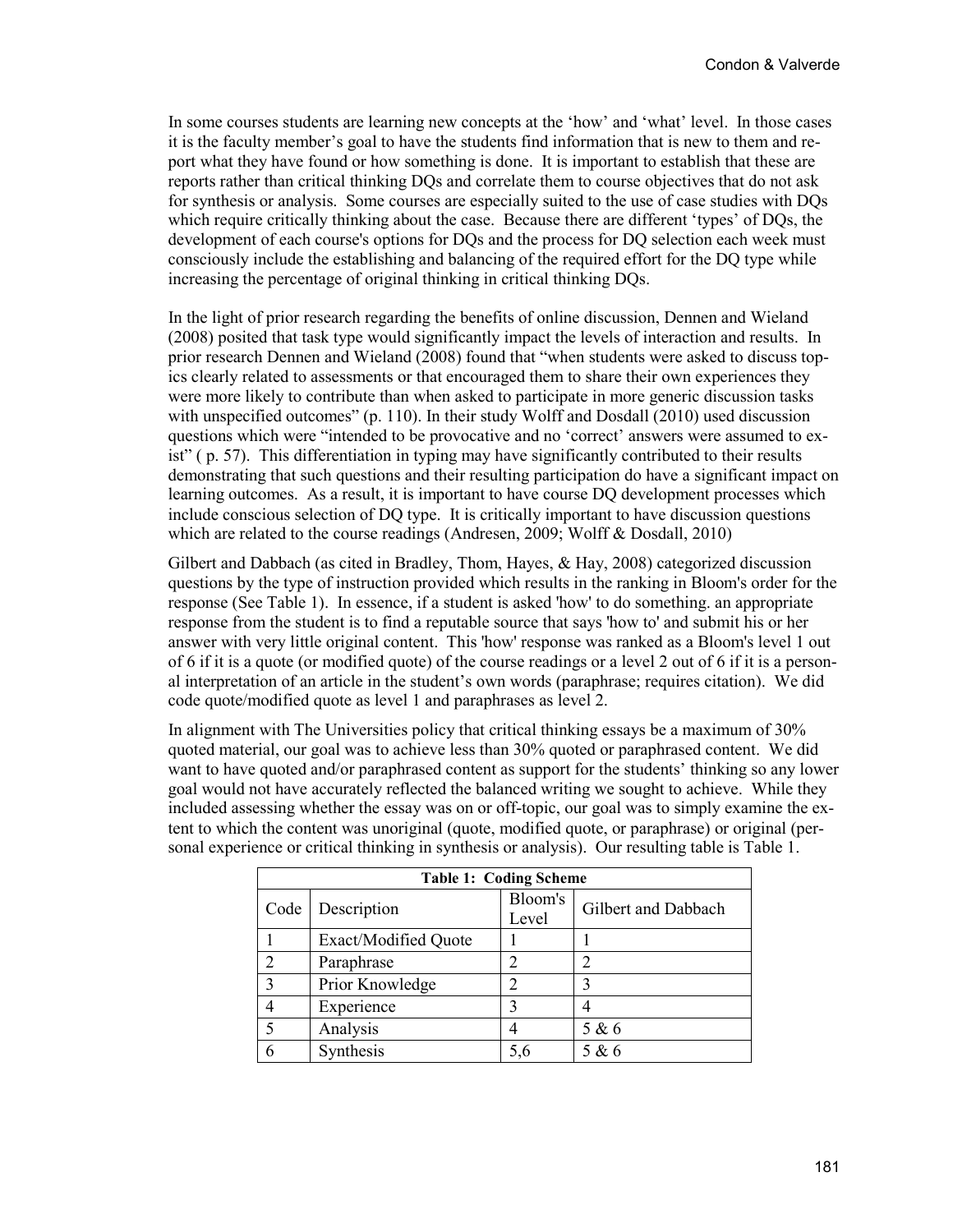In some courses students are learning new concepts at the 'how' and 'what' level. In those cases it is the faculty member's goal to have the students find information that is new to them and report what they have found or how something is done. It is important to establish that these are reports rather than critical thinking DQs and correlate them to course objectives that do not ask for synthesis or analysis. Some courses are especially suited to the use of case studies with DQs which require critically thinking about the case. Because there are different 'types' of DQs, the development of each course's options for DQs and the process for DQ selection each week must consciously include the establishing and balancing of the required effort for the DQ type while increasing the percentage of original thinking in critical thinking DQs.

In the light of prior research regarding the benefits of online discussion, Dennen and Wieland (2008) posited that task type would significantly impact the levels of interaction and results. In prior research Dennen and Wieland (2008) found that "when students were asked to discuss topics clearly related to assessments or that encouraged them to share their own experiences they were more likely to contribute than when asked to participate in more generic discussion tasks with unspecified outcomes" (p. 110). In their study Wolff and Dosdall (2010) used discussion questions which were "intended to be provocative and no 'correct' answers were assumed to exist" ( p. 57). This differentiation in typing may have significantly contributed to their results demonstrating that such questions and their resulting participation do have a significant impact on learning outcomes. As a result, it is important to have course DQ development processes which include conscious selection of DQ type. It is critically important to have discussion questions which are related to the course readings (Andresen, 2009; Wolff & Dosdall, 2010)

Gilbert and Dabbach (as cited in Bradley, Thom, Hayes, & Hay, 2008) categorized discussion questions by the type of instruction provided which results in the ranking in Bloom's order for the response (See Table 1). In essence, if a student is asked 'how' to do something. an appropriate response from the student is to find a reputable source that says 'how to' and submit his or her answer with very little original content. This 'how' response was ranked as a Bloom's level 1 out of 6 if it is a quote (or modified quote) of the course readings or a level 2 out of 6 if it is a personal interpretation of an article in the student's own words (paraphrase; requires citation). We did code quote/modified quote as level 1 and paraphrases as level 2.

In alignment with The Universities policy that critical thinking essays be a maximum of 30% quoted material, our goal was to achieve less than 30% quoted or paraphrased content. We did want to have quoted and/or paraphrased content as support for the students' thinking so any lower goal would not have accurately reflected the balanced writing we sought to achieve. While they included assessing whether the essay was on or off-topic, our goal was to simply examine the extent to which the content was unoriginal (quote, modified quote, or paraphrase) or original (personal experience or critical thinking in synthesis or analysis). Our resulting table is Table 1.

**Table 1: Coding Scheme**

| Code | Description | Bloom's Level | Gilbert and Dabbach |
|---|---|---|---|
| 1 | Exact/Modified Quote | 1 | 1 |
| 2 | Paraphrase | 2 | 2 |
| 3 | Prior Knowledge | 2 | 3 |
| 4 | Experience | 3 | 4 |
| 5 | Analysis | 4 | 5 & 6 |
| 6 | Synthesis | 5,6 | 5 & 6 |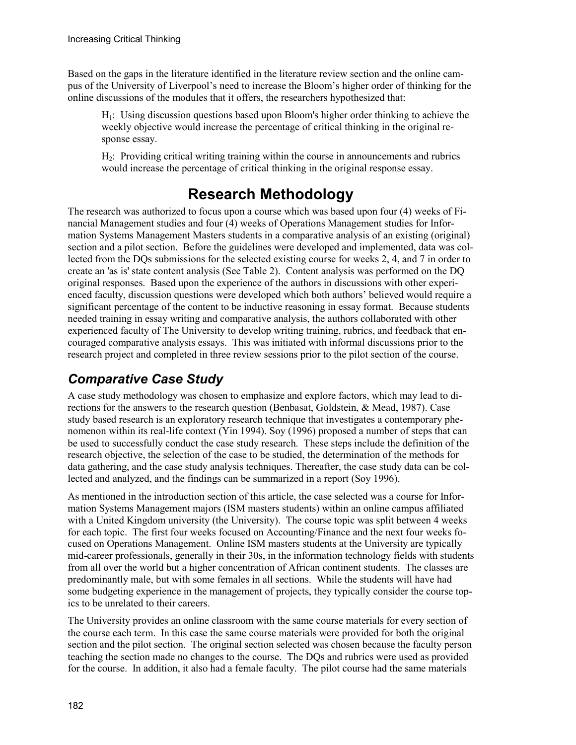Based on the gaps in the literature identified in the literature review section and the online campus of the University of Liverpool's need to increase the Bloom's higher order of thinking for the online discussions of the modules that it offers, the researchers hypothesized that:

> $H_1$: Using discussion questions based upon Bloom's higher order thinking to achieve the weekly objective would increase the percentage of critical thinking in the original response essay.
>
> $H_2$: Providing critical writing training within the course in announcements and rubrics would increase the percentage of critical thinking in the original response essay.

# Research Methodology

The research was authorized to focus upon a course which was based upon four (4) weeks of Financial Management studies and four (4) weeks of Operations Management studies for Information Systems Management Masters students in a comparative analysis of an existing (original) section and a pilot section. Before the guidelines were developed and implemented, data was collected from the DQs submissions for the selected existing course for weeks 2, 4, and 7 in order to create an 'as is' state content analysis (See Table 2). Content analysis was performed on the DQ original responses. Based upon the experience of the authors in discussions with other experienced faculty, discussion questions were developed which both authors' believed would require a significant percentage of the content to be inductive reasoning in essay format. Because students needed training in essay writing and comparative analysis, the authors collaborated with other experienced faculty of The University to develop writing training, rubrics, and feedback that encouraged comparative analysis essays. This was initiated with informal discussions prior to the research project and completed in three review sessions prior to the pilot section of the course.

## *Comparative Case Study*

A case study methodology was chosen to emphasize and explore factors, which may lead to directions for the answers to the research question (Benbasat, Goldstein, & Mead, 1987). Case study based research is an exploratory research technique that investigates a contemporary phenomenon within its real-life context (Yin 1994). Soy (1996) proposed a number of steps that can be used to successfully conduct the case study research. These steps include the definition of the research objective, the selection of the case to be studied, the determination of the methods for data gathering, and the case study analysis techniques. Thereafter, the case study data can be collected and analyzed, and the findings can be summarized in a report (Soy 1996).

As mentioned in the introduction section of this article, the case selected was a course for Information Systems Management majors (ISM masters students) within an online campus affiliated with a United Kingdom university (the University). The course topic was split between 4 weeks for each topic. The first four weeks focused on Accounting/Finance and the next four weeks focused on Operations Management. Online ISM masters students at the University are typically mid-career professionals, generally in their 30s, in the information technology fields with students from all over the world but a higher concentration of African continent students. The classes are predominantly male, but with some females in all sections. While the students will have had some budgeting experience in the management of projects, they typically consider the course topics to be unrelated to their careers.

The University provides an online classroom with the same course materials for every section of the course each term. In this case the same course materials were provided for both the original section and the pilot section. The original section selected was chosen because the faculty person teaching the section made no changes to the course. The DQs and rubrics were used as provided for the course. In addition, it also had a female faculty. The pilot course had the same materials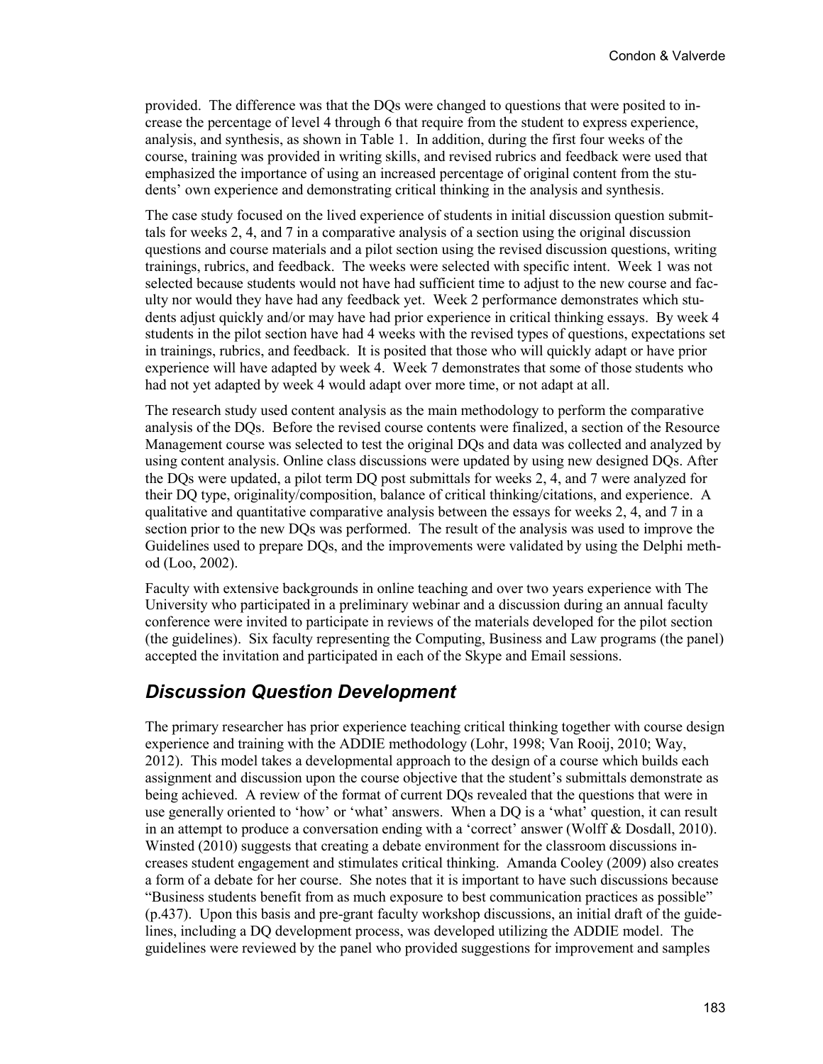provided. The difference was that the DQs were changed to questions that were posited to increase the percentage of level 4 through 6 that require from the student to express experience, analysis, and synthesis, as shown in Table 1. In addition, during the first four weeks of the course, training was provided in writing skills, and revised rubrics and feedback were used that emphasized the importance of using an increased percentage of original content from the students' own experience and demonstrating critical thinking in the analysis and synthesis.

The case study focused on the lived experience of students in initial discussion question submittals for weeks 2, 4, and 7 in a comparative analysis of a section using the original discussion questions and course materials and a pilot section using the revised discussion questions, writing trainings, rubrics, and feedback. The weeks were selected with specific intent. Week 1 was not selected because students would not have had sufficient time to adjust to the new course and faculty nor would they have had any feedback yet. Week 2 performance demonstrates which students adjust quickly and/or may have had prior experience in critical thinking essays. By week 4 students in the pilot section have had 4 weeks with the revised types of questions, expectations set in trainings, rubrics, and feedback. It is posited that those who will quickly adapt or have prior experience will have adapted by week 4. Week 7 demonstrates that some of those students who had not yet adapted by week 4 would adapt over more time, or not adapt at all.

The research study used content analysis as the main methodology to perform the comparative analysis of the DQs. Before the revised course contents were finalized, a section of the Resource Management course was selected to test the original DQs and data was collected and analyzed by using content analysis. Online class discussions were updated by using new designed DQs. After the DQs were updated, a pilot term DQ post submittals for weeks 2, 4, and 7 were analyzed for their DQ type, originality/composition, balance of critical thinking/citations, and experience. A qualitative and quantitative comparative analysis between the essays for weeks 2, 4, and 7 in a section prior to the new DQs was performed. The result of the analysis was used to improve the Guidelines used to prepare DQs, and the improvements were validated by using the Delphi method (Loo, 2002).

Faculty with extensive backgrounds in online teaching and over two years experience with The University who participated in a preliminary webinar and a discussion during an annual faculty conference were invited to participate in reviews of the materials developed for the pilot section (the guidelines). Six faculty representing the Computing, Business and Law programs (the panel) accepted the invitation and participated in each of the Skype and Email sessions.

## *Discussion Question Development*

The primary researcher has prior experience teaching critical thinking together with course design experience and training with the ADDIE methodology (Lohr, 1998; Van Rooij, 2010; Way, 2012). This model takes a developmental approach to the design of a course which builds each assignment and discussion upon the course objective that the student's submittals demonstrate as being achieved. A review of the format of current DQs revealed that the questions that were in use generally oriented to 'how' or 'what' answers. When a DQ is a 'what' question, it can result in an attempt to produce a conversation ending with a 'correct' answer (Wolff & Dosdall, 2010). Winsted (2010) suggests that creating a debate environment for the classroom discussions increases student engagement and stimulates critical thinking. Amanda Cooley (2009) also creates a form of a debate for her course. She notes that it is important to have such discussions because "Business students benefit from as much exposure to best communication practices as possible" (p.437). Upon this basis and pre-grant faculty workshop discussions, an initial draft of the guidelines, including a DQ development process, was developed utilizing the ADDIE model. The guidelines were reviewed by the panel who provided suggestions for improvement and samples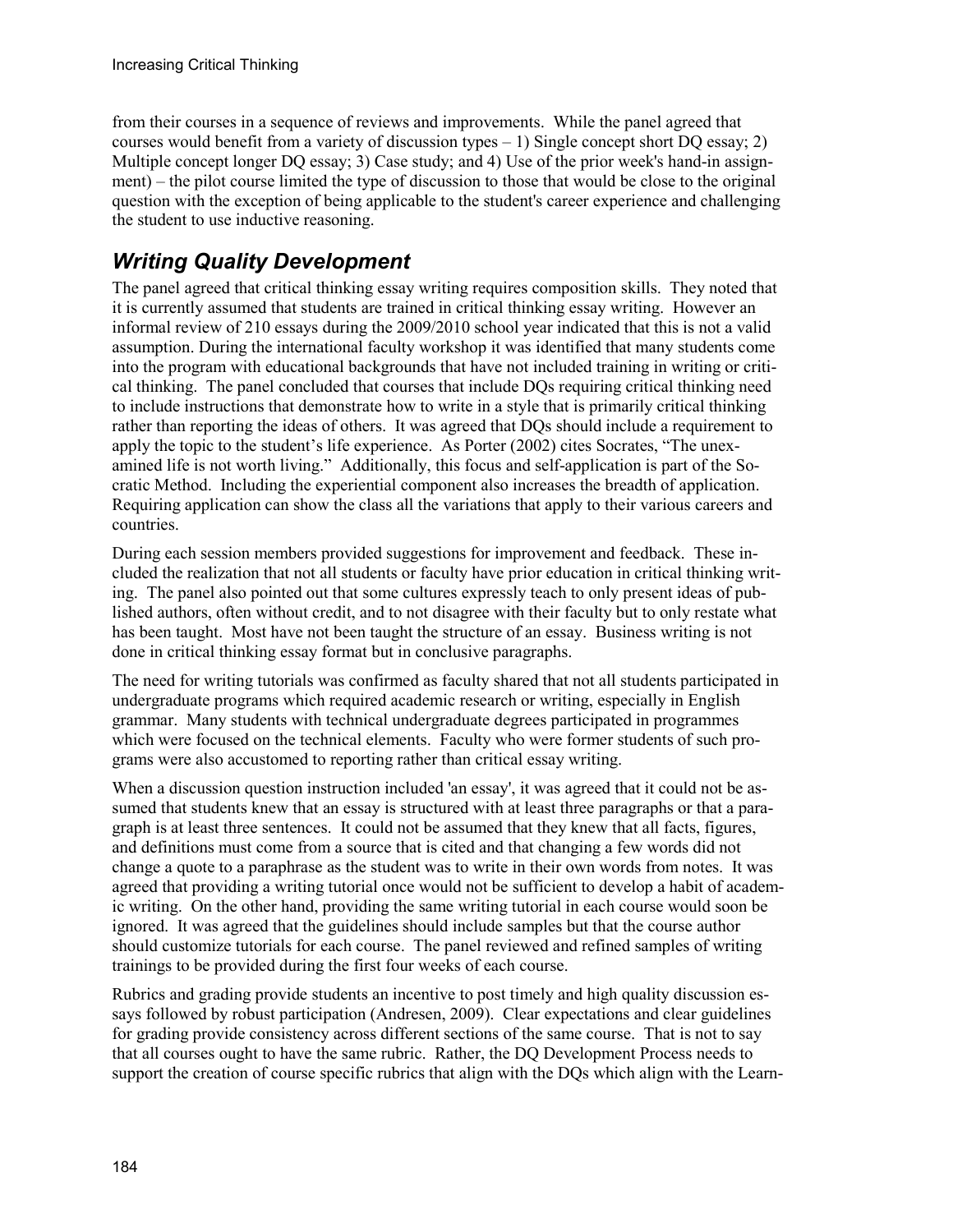from their courses in a sequence of reviews and improvements. While the panel agreed that courses would benefit from a variety of discussion types – 1) Single concept short DQ essay; 2) Multiple concept longer DQ essay; 3) Case study; and 4) Use of the prior week's hand-in assignment) – the pilot course limited the type of discussion to those that would be close to the original question with the exception of being applicable to the student's career experience and challenging the student to use inductive reasoning.

## *Writing Quality Development*

The panel agreed that critical thinking essay writing requires composition skills. They noted that it is currently assumed that students are trained in critical thinking essay writing. However an informal review of 210 essays during the 2009/2010 school year indicated that this is not a valid assumption. During the international faculty workshop it was identified that many students come into the program with educational backgrounds that have not included training in writing or critical thinking. The panel concluded that courses that include DQs requiring critical thinking need to include instructions that demonstrate how to write in a style that is primarily critical thinking rather than reporting the ideas of others. It was agreed that DQs should include a requirement to apply the topic to the student's life experience. As Porter (2002) cites Socrates, "The unexamined life is not worth living." Additionally, this focus and self-application is part of the Socratic Method. Including the experiential component also increases the breadth of application. Requiring application can show the class all the variations that apply to their various careers and countries.

During each session members provided suggestions for improvement and feedback. These included the realization that not all students or faculty have prior education in critical thinking writing. The panel also pointed out that some cultures expressly teach to only present ideas of published authors, often without credit, and to not disagree with their faculty but to only restate what has been taught. Most have not been taught the structure of an essay. Business writing is not done in critical thinking essay format but in conclusive paragraphs.

The need for writing tutorials was confirmed as faculty shared that not all students participated in undergraduate programs which required academic research or writing, especially in English grammar. Many students with technical undergraduate degrees participated in programmes which were focused on the technical elements. Faculty who were former students of such programs were also accustomed to reporting rather than critical essay writing.

When a discussion question instruction included 'an essay', it was agreed that it could not be assumed that students knew that an essay is structured with at least three paragraphs or that a paragraph is at least three sentences. It could not be assumed that they knew that all facts, figures, and definitions must come from a source that is cited and that changing a few words did not change a quote to a paraphrase as the student was to write in their own words from notes. It was agreed that providing a writing tutorial once would not be sufficient to develop a habit of academic writing. On the other hand, providing the same writing tutorial in each course would soon be ignored. It was agreed that the guidelines should include samples but that the course author should customize tutorials for each course. The panel reviewed and refined samples of writing trainings to be provided during the first four weeks of each course.

Rubrics and grading provide students an incentive to post timely and high quality discussion essays followed by robust participation (Andresen, 2009). Clear expectations and clear guidelines for grading provide consistency across different sections of the same course. That is not to say that all courses ought to have the same rubric. Rather, the DQ Development Process needs to support the creation of course specific rubrics that align with the DQs which align with the Learn-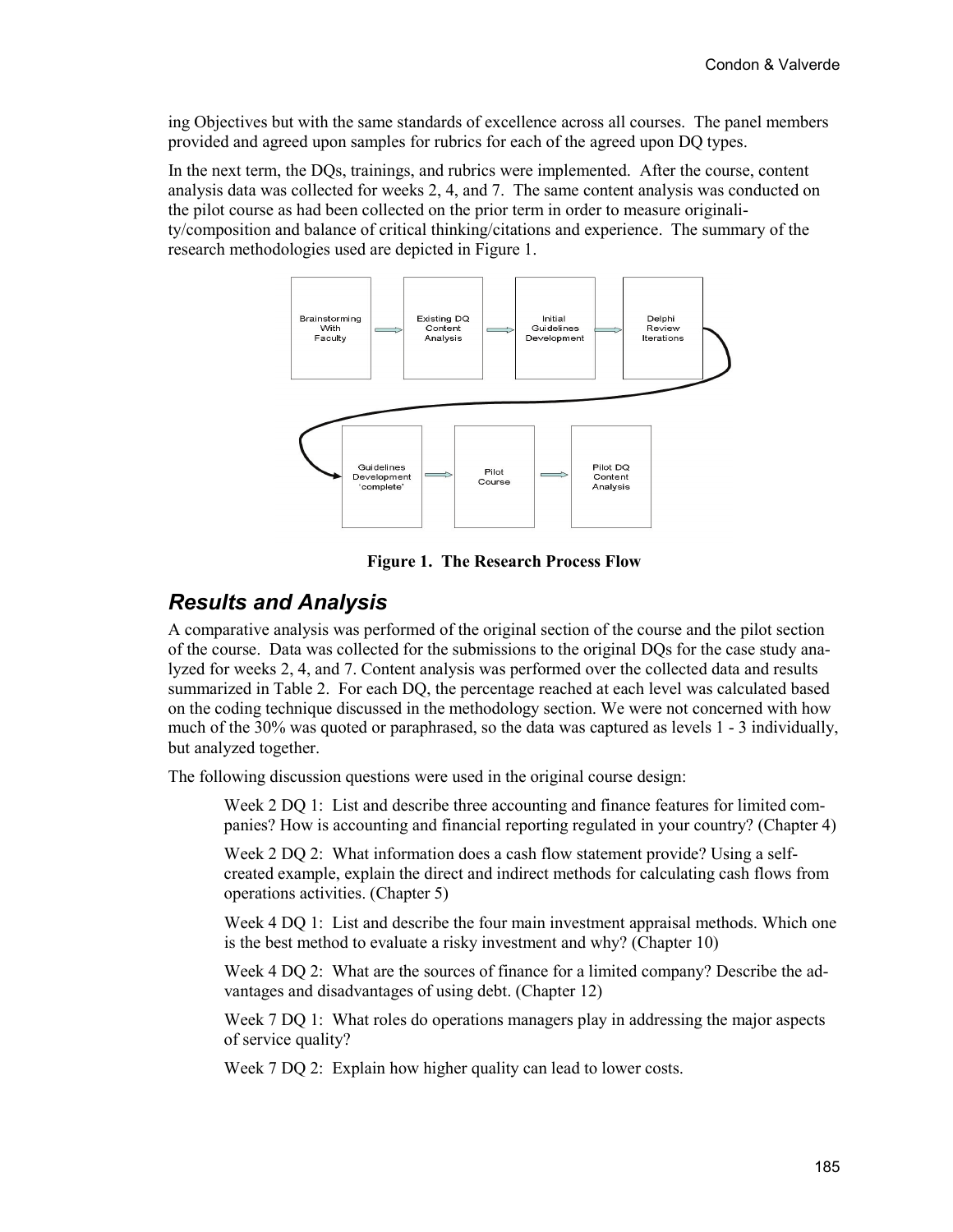ing Objectives but with the same standards of excellence across all courses. The panel members provided and agreed upon samples for rubrics for each of the agreed upon DQ types.

In the next term, the DQs, trainings, and rubrics were implemented. After the course, content analysis data was collected for weeks 2, 4, and 7. The same content analysis was conducted on the pilot course as had been collected on the prior term in order to measure originality/composition and balance of critical thinking/citations and experience. The summary of the research methodologies used are depicted in Figure 1.

Brainstorming With Faculty → Existing DQ Content Analysis → Initial Guidelines Development → Delphi Review Iterations → Guidelines Development 'complete' → Pilot Course → Pilot DQ Content Analysis

**Figure 1. The Research Process Flow**

## *Results and Analysis*

A comparative analysis was performed of the original section of the course and the pilot section of the course. Data was collected for the submissions to the original DQs for the case study analyzed for weeks 2, 4, and 7. Content analysis was performed over the collected data and results summarized in Table 2. For each DQ, the percentage reached at each level was calculated based on the coding technique discussed in the methodology section. We were not concerned with how much of the 30% was quoted or paraphrased, so the data was captured as levels 1 - 3 individually, but analyzed together.

The following discussion questions were used in the original course design:

> Week 2 DQ 1: List and describe three accounting and finance features for limited companies? How is accounting and financial reporting regulated in your country? (Chapter 4)
>
> Week 2 DQ 2: What information does a cash flow statement provide? Using a self-created example, explain the direct and indirect methods for calculating cash flows from operations activities. (Chapter 5)
>
> Week 4 DQ 1: List and describe the four main investment appraisal methods. Which one is the best method to evaluate a risky investment and why? (Chapter 10)
>
> Week 4 DQ 2: What are the sources of finance for a limited company? Describe the advantages and disadvantages of using debt. (Chapter 12)
>
> Week 7 DQ 1: What roles do operations managers play in addressing the major aspects of service quality?
>
> Week 7 DQ 2: Explain how higher quality can lead to lower costs.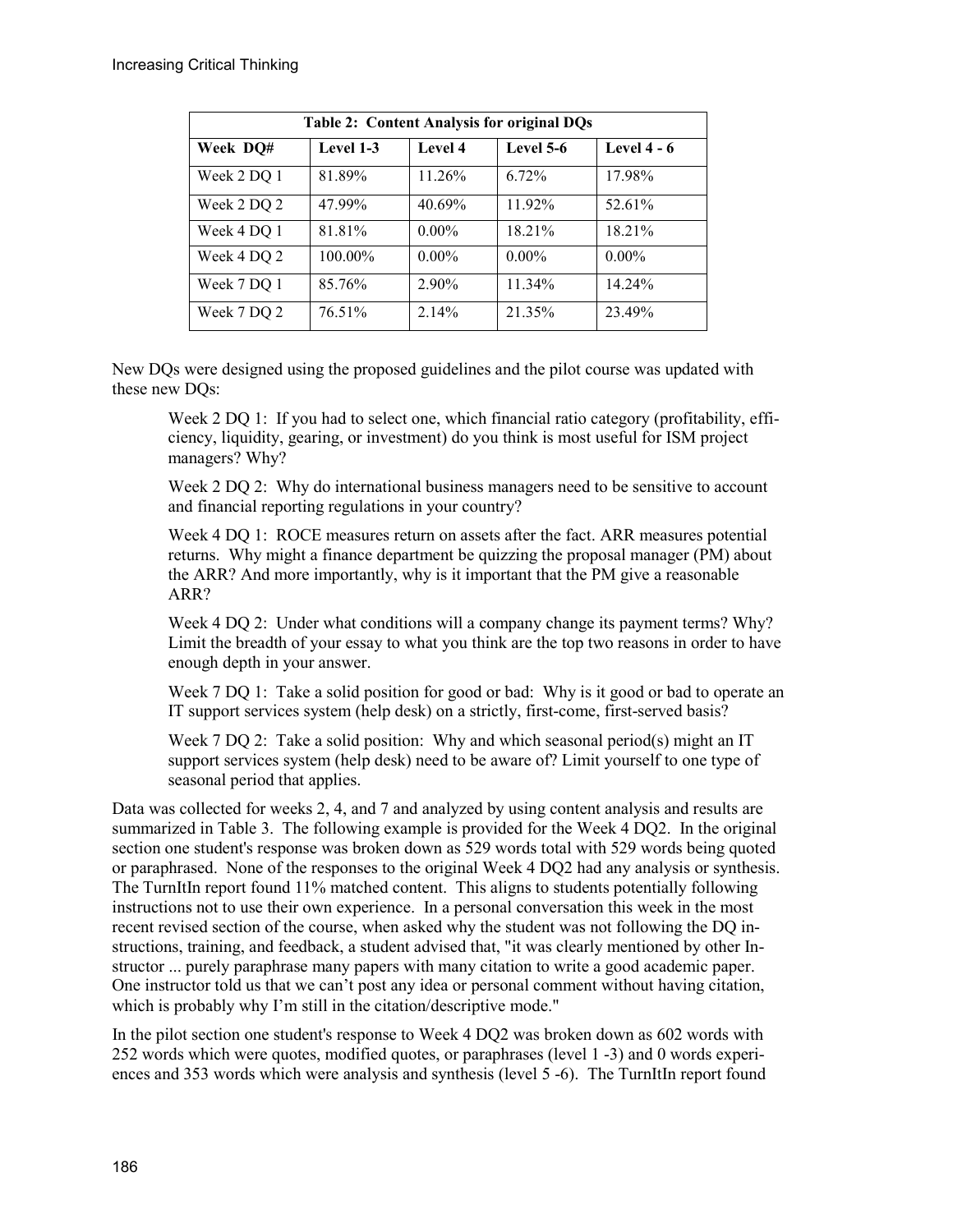| Table 2: Content Analysis for original DQs | | | | |
|---|---|---|---|---|
| **Week DQ#** | **Level 1-3** | **Level 4** | **Level 5-6** | **Level 4 - 6** |
| Week 2 DQ 1 | 81.89% | 11.26% | 6.72% | 17.98% |
| Week 2 DQ 2 | 47.99% | 40.69% | 11.92% | 52.61% |
| Week 4 DQ 1 | 81.81% | 0.00% | 18.21% | 18.21% |
| Week 4 DQ 2 | 100.00% | 0.00% | 0.00% | 0.00% |
| Week 7 DQ 1 | 85.76% | 2.90% | 11.34% | 14.24% |
| Week 7 DQ 2 | 76.51% | 2.14% | 21.35% | 23.49% |

New DQs were designed using the proposed guidelines and the pilot course was updated with these new DQs:

> Week 2 DQ 1: If you had to select one, which financial ratio category (profitability, efficiency, liquidity, gearing, or investment) do you think is most useful for ISM project managers? Why?
>
> Week 2 DQ 2: Why do international business managers need to be sensitive to account and financial reporting regulations in your country?
>
> Week 4 DQ 1: ROCE measures return on assets after the fact. ARR measures potential returns. Why might a finance department be quizzing the proposal manager (PM) about the ARR? And more importantly, why is it important that the PM give a reasonable ARR?
>
> Week 4 DQ 2: Under what conditions will a company change its payment terms? Why? Limit the breadth of your essay to what you think are the top two reasons in order to have enough depth in your answer.
>
> Week 7 DQ 1: Take a solid position for good or bad: Why is it good or bad to operate an IT support services system (help desk) on a strictly, first-come, first-served basis?
>
> Week 7 DQ 2: Take a solid position: Why and which seasonal period(s) might an IT support services system (help desk) need to be aware of? Limit yourself to one type of seasonal period that applies.

Data was collected for weeks 2, 4, and 7 and analyzed by using content analysis and results are summarized in Table 3. The following example is provided for the Week 4 DQ2. In the original section one student's response was broken down as 529 words total with 529 words being quoted or paraphrased. None of the responses to the original Week 4 DQ2 had any analysis or synthesis. The TurnItIn report found 11% matched content. This aligns to students potentially following instructions not to use their own experience. In a personal conversation this week in the most recent revised section of the course, when asked why the student was not following the DQ instructions, training, and feedback, a student advised that, "it was clearly mentioned by other Instructor ... purely paraphrase many papers with many citation to write a good academic paper. One instructor told us that we can't post any idea or personal comment without having citation, which is probably why I'm still in the citation/descriptive mode."

In the pilot section one student's response to Week 4 DQ2 was broken down as 602 words with 252 words which were quotes, modified quotes, or paraphrases (level 1 -3) and 0 words experiences and 353 words which were analysis and synthesis (level 5 -6). The TurnItIn report found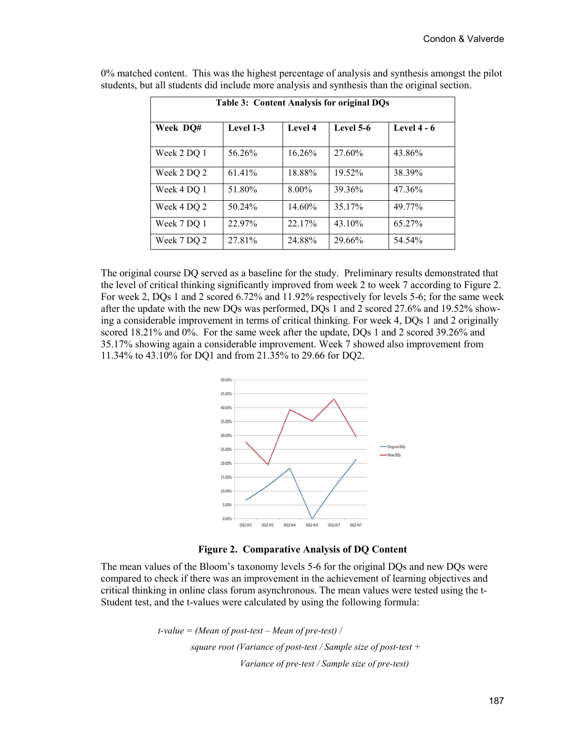0% matched content. This was the highest percentage of analysis and synthesis amongst the pilot students, but all students did include more analysis and synthesis than the original section.

**Table 3: Content Analysis for original DQs**

| Week DQ# | Level 1-3 | Level 4 | Level 5-6 | Level 4 - 6 |
|---|---|---|---|---|
| Week 2 DQ 1 | 56.26% | 16.26% | 27.60% | 43.86% |
| Week 2 DQ 2 | 61.41% | 18.88% | 19.52% | 38.39% |
| Week 4 DQ 1 | 51.80% | 8.00% | 39.36% | 47.36% |
| Week 4 DQ 2 | 50.24% | 14.60% | 35.17% | 49.77% |
| Week 7 DQ 1 | 22.97% | 22.17% | 43.10% | 65.27% |
| Week 7 DQ 2 | 27.81% | 24.88% | 29.66% | 54.54% |

The original course DQ served as a baseline for the study. Preliminary results demonstrated that the level of critical thinking significantly improved from week 2 to week 7 according to Figure 2. For week 2, DQs 1 and 2 scored 6.72% and 11.92% respectively for levels 5-6; for the same week after the update with the new DQs was performed, DQs 1 and 2 scored 27.6% and 19.52% showing a considerable improvement in terms of critical thinking. For week 4, DQs 1 and 2 originally scored 18.21% and 0%. For the same week after the update, DQs 1 and 2 scored 39.26% and 35.17% showing again a considerable improvement. Week 7 showed also improvement from 11.34% to 43.10% for DQ1 and from 21.35% to 29.66 for DQ2.

**Figure 2. Comparative Analysis of DQ Content**

The mean values of the Bloom's taxonomy levels 5-6 for the original DQs and new DQs were compared to check if there was an improvement in the achievement of learning objectives and critical thinking in online class forum asynchronous. The mean values were tested using the t-Student test, and the t-values were calculated by using the following formula:

$$t\text{-value} = (\text{Mean of post-test} - \text{Mean of pre-test}) / \text{square root}(\text{Variance of post-test} / \text{Sample size of post-test} + \text{Variance of pre-test} / \text{Sample size of pre-test})$$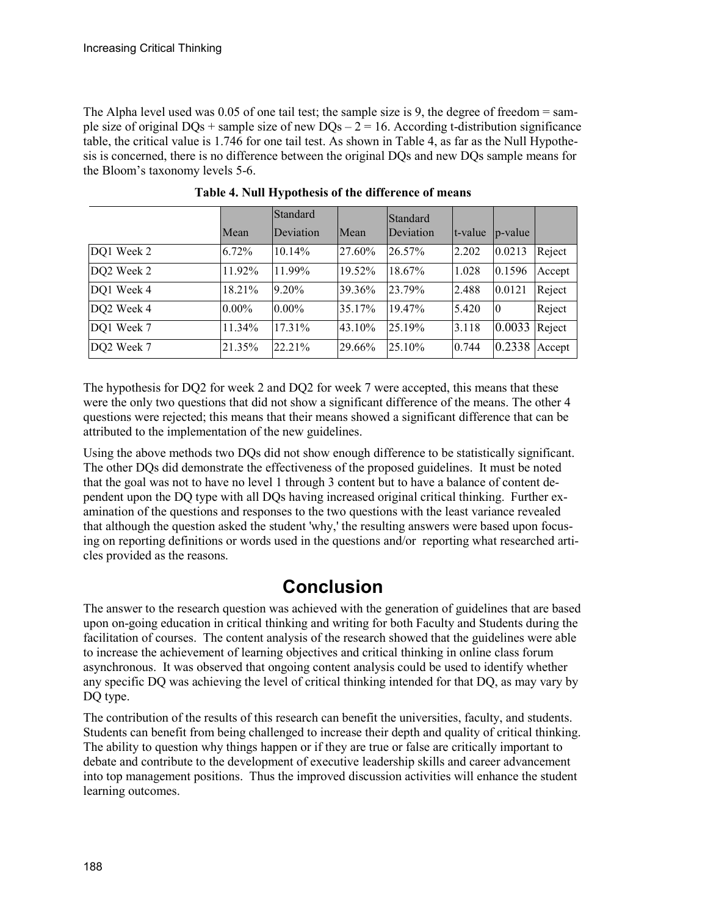The Alpha level used was 0.05 of one tail test; the sample size is 9, the degree of freedom = sample size of original DQs + sample size of new DQs – 2 = 16. According t-distribution significance table, the critical value is 1.746 for one tail test. As shown in Table 4, as far as the Null Hypothesis is concerned, there is no difference between the original DQs and new DQs sample means for the Bloom's taxonomy levels 5-6.

**Table 4. Null Hypothesis of the difference of means**

| | Mean | Standard Deviation | Mean | Standard Deviation | t-value | p-value | |
|---|---|---|---|---|---|---|---|
| DQ1 Week 2 | 6.72% | 10.14% | 27.60% | 26.57% | 2.202 | 0.0213 | Reject |
| DQ2 Week 2 | 11.92% | 11.99% | 19.52% | 18.67% | 1.028 | 0.1596 | Accept |
| DQ1 Week 4 | 18.21% | 9.20% | 39.36% | 23.79% | 2.488 | 0.0121 | Reject |
| DQ2 Week 4 | 0.00% | 0.00% | 35.17% | 19.47% | 5.420 | 0 | Reject |
| DQ1 Week 7 | 11.34% | 17.31% | 43.10% | 25.19% | 3.118 | 0.0033 | Reject |
| DQ2 Week 7 | 21.35% | 22.21% | 29.66% | 25.10% | 0.744 | 0.2338 | Accept |

The hypothesis for DQ2 for week 2 and DQ2 for week 7 were accepted, this means that these were the only two questions that did not show a significant difference of the means. The other 4 questions were rejected; this means that their means showed a significant difference that can be attributed to the implementation of the new guidelines.

Using the above methods two DQs did not show enough difference to be statistically significant. The other DQs did demonstrate the effectiveness of the proposed guidelines. It must be noted that the goal was not to have no level 1 through 3 content but to have a balance of content dependent upon the DQ type with all DQs having increased original critical thinking. Further examination of the questions and responses to the two questions with the least variance revealed that although the question asked the student 'why,' the resulting answers were based upon focusing on reporting definitions or words used in the questions and/or reporting what researched articles provided as the reasons.

# Conclusion

The answer to the research question was achieved with the generation of guidelines that are based upon on-going education in critical thinking and writing for both Faculty and Students during the facilitation of courses. The content analysis of the research showed that the guidelines were able to increase the achievement of learning objectives and critical thinking in online class forum asynchronous. It was observed that ongoing content analysis could be used to identify whether any specific DQ was achieving the level of critical thinking intended for that DQ, as may vary by DQ type.

The contribution of the results of this research can benefit the universities, faculty, and students. Students can benefit from being challenged to increase their depth and quality of critical thinking. The ability to question why things happen or if they are true or false are critically important to debate and contribute to the development of executive leadership skills and career advancement into top management positions. Thus the improved discussion activities will enhance the student learning outcomes.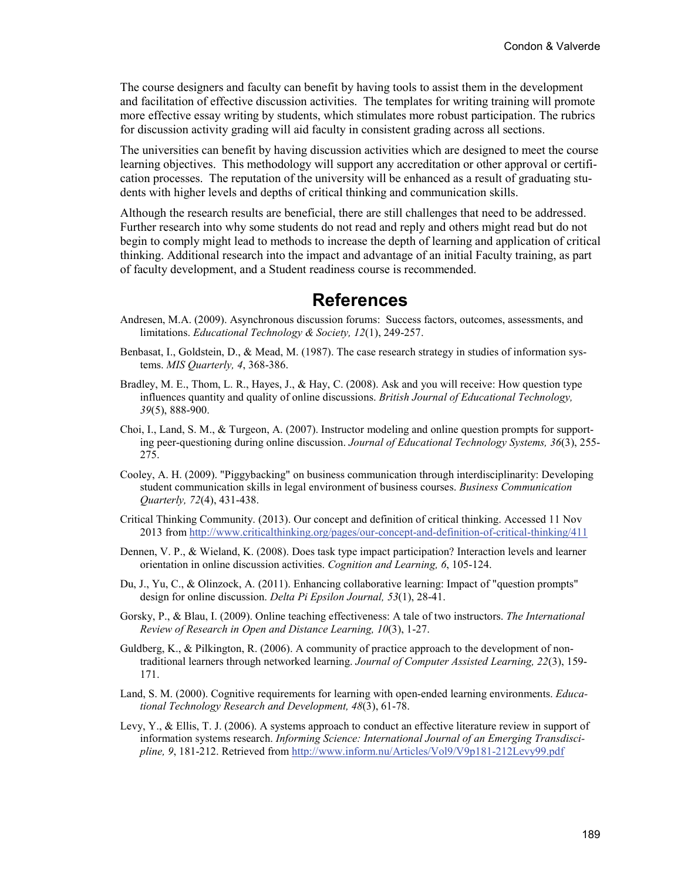The course designers and faculty can benefit by having tools to assist them in the development and facilitation of effective discussion activities. The templates for writing training will promote more effective essay writing by students, which stimulates more robust participation. The rubrics for discussion activity grading will aid faculty in consistent grading across all sections.

The universities can benefit by having discussion activities which are designed to meet the course learning objectives. This methodology will support any accreditation or other approval or certification processes. The reputation of the university will be enhanced as a result of graduating students with higher levels and depths of critical thinking and communication skills.

Although the research results are beneficial, there are still challenges that need to be addressed. Further research into why some students do not read and reply and others might read but do not begin to comply might lead to methods to increase the depth of learning and application of critical thinking. Additional research into the impact and advantage of an initial Faculty training, as part of faculty development, and a Student readiness course is recommended.

## References

Andresen, M.A. (2009). Asynchronous discussion forums: Success factors, outcomes, assessments, and limitations. *Educational Technology & Society, 12*(1), 249-257.

Benbasat, I., Goldstein, D., & Mead, M. (1987). The case research strategy in studies of information systems. *MIS Quarterly, 4*, 368-386.

Bradley, M. E., Thom, L. R., Hayes, J., & Hay, C. (2008). Ask and you will receive: How question type influences quantity and quality of online discussions. *British Journal of Educational Technology, 39*(5), 888-900.

Choi, I., Land, S. M., & Turgeon, A. (2007). Instructor modeling and online question prompts for supporting peer-questioning during online discussion. *Journal of Educational Technology Systems, 36*(3), 255-275.

Cooley, A. H. (2009). "Piggybacking" on business communication through interdisciplinarity: Developing student communication skills in legal environment of business courses. *Business Communication Quarterly, 72*(4), 431-438.

Critical Thinking Community. (2013). Our concept and definition of critical thinking. Accessed 11 Nov 2013 from http://www.criticalthinking.org/pages/our-concept-and-definition-of-critical-thinking/411

Dennen, V. P., & Wieland, K. (2008). Does task type impact participation? Interaction levels and learner orientation in online discussion activities. *Cognition and Learning, 6*, 105-124.

Du, J., Yu, C., & Olinzock, A. (2011). Enhancing collaborative learning: Impact of "question prompts" design for online discussion. *Delta Pi Epsilon Journal, 53*(1), 28-41.

Gorsky, P., & Blau, I. (2009). Online teaching effectiveness: A tale of two instructors. *The International Review of Research in Open and Distance Learning, 10*(3), 1-27.

Guldberg, K., & Pilkington, R. (2006). A community of practice approach to the development of non-traditional learners through networked learning. *Journal of Computer Assisted Learning, 22*(3), 159-171.

Land, S. M. (2000). Cognitive requirements for learning with open-ended learning environments. *Educational Technology Research and Development, 48*(3), 61-78.

Levy, Y., & Ellis, T. J. (2006). A systems approach to conduct an effective literature review in support of information systems research. *Informing Science: International Journal of an Emerging Transdiscipline, 9*, 181-212. Retrieved from http://www.inform.nu/Articles/Vol9/V9p181-212Levy99.pdf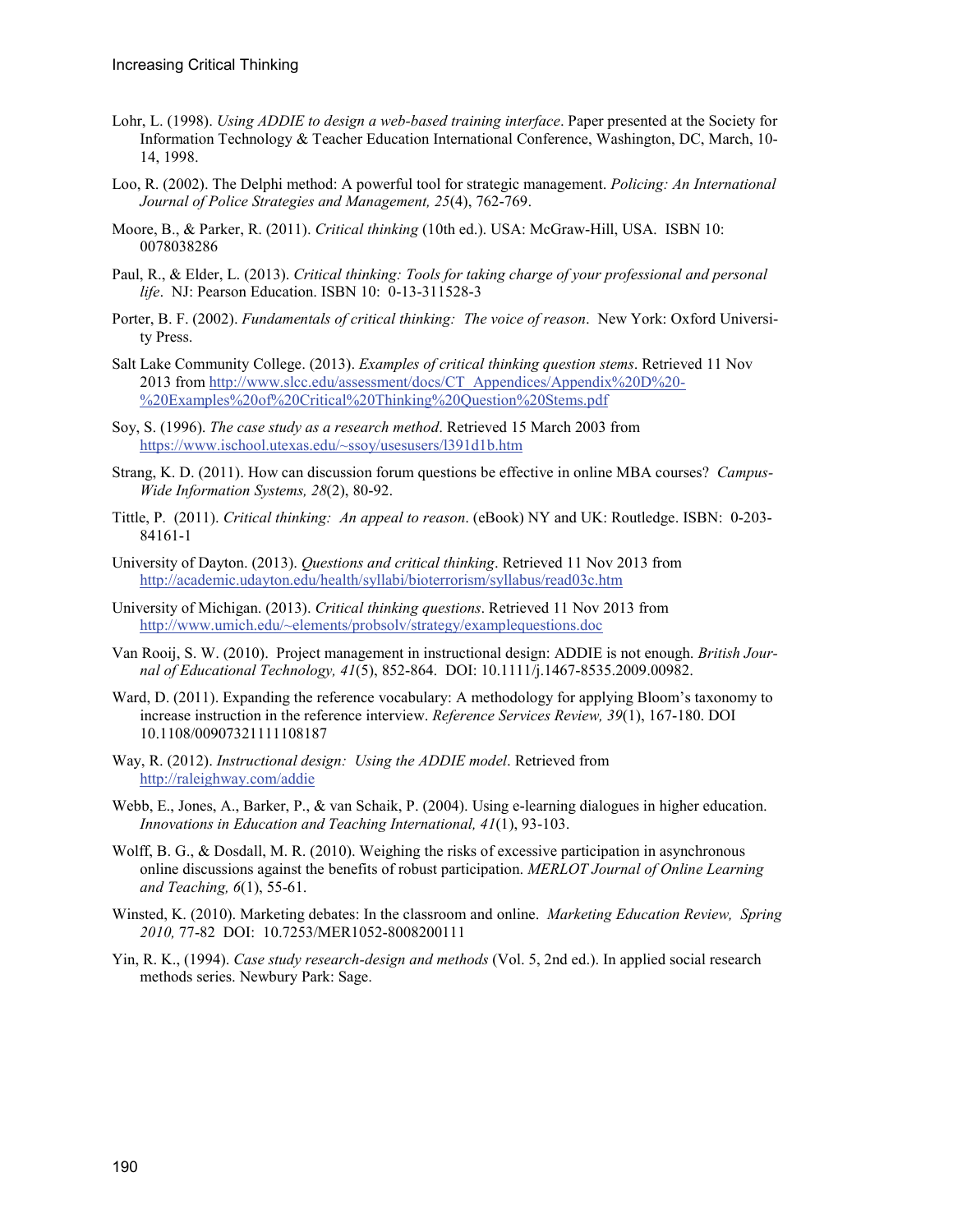Lohr, L. (1998). *Using ADDIE to design a web-based training interface*. Paper presented at the Society for Information Technology & Teacher Education International Conference, Washington, DC, March, 10-14, 1998.

Loo, R. (2002). The Delphi method: A powerful tool for strategic management. *Policing: An International Journal of Police Strategies and Management, 25*(4), 762-769.

Moore, B., & Parker, R. (2011). *Critical thinking* (10th ed.). USA: McGraw-Hill, USA. ISBN 10: 0078038286

Paul, R., & Elder, L. (2013). *Critical thinking: Tools for taking charge of your professional and personal life*. NJ: Pearson Education. ISBN 10: 0-13-311528-3

Porter, B. F. (2002). *Fundamentals of critical thinking: The voice of reason*. New York: Oxford University Press.

Salt Lake Community College. (2013). *Examples of critical thinking question stems*. Retrieved 11 Nov 2013 from http://www.slcc.edu/assessment/docs/CT_Appendices/Appendix%20D%20-%20Examples%20of%20Critical%20Thinking%20Question%20Stems.pdf

Soy, S. (1996). *The case study as a research method*. Retrieved 15 March 2003 from https://www.ischool.utexas.edu/~ssoy/usesusers/l391d1b.htm

Strang, K. D. (2011). How can discussion forum questions be effective in online MBA courses? *Campus-Wide Information Systems, 28*(2), 80-92.

Tittle, P. (2011). *Critical thinking: An appeal to reason*. (eBook) NY and UK: Routledge. ISBN: 0-203-84161-1

University of Dayton. (2013). *Questions and critical thinking*. Retrieved 11 Nov 2013 from http://academic.udayton.edu/health/syllabi/bioterrorism/syllabus/read03c.htm

University of Michigan. (2013). *Critical thinking questions*. Retrieved 11 Nov 2013 from http://www.umich.edu/~elements/probsolv/strategy/examplequestions.doc

Van Rooij, S. W. (2010). Project management in instructional design: ADDIE is not enough. *British Journal of Educational Technology, 41*(5), 852-864. DOI: 10.1111/j.1467-8535.2009.00982.

Ward, D. (2011). Expanding the reference vocabulary: A methodology for applying Bloom's taxonomy to increase instruction in the reference interview. *Reference Services Review, 39*(1), 167-180. DOI 10.1108/00907321111108187

Way, R. (2012). *Instructional design: Using the ADDIE model*. Retrieved from http://raleighway.com/addie

Webb, E., Jones, A., Barker, P., & van Schaik, P. (2004). Using e-learning dialogues in higher education. *Innovations in Education and Teaching International, 41*(1), 93-103.

Wolff, B. G., & Dosdall, M. R. (2010). Weighing the risks of excessive participation in asynchronous online discussions against the benefits of robust participation. *MERLOT Journal of Online Learning and Teaching, 6*(1), 55-61.

Winsted, K. (2010). Marketing debates: In the classroom and online. *Marketing Education Review, Spring 2010,* 77-82 DOI: 10.7253/MER1052-8008200111

Yin, R. K., (1994). *Case study research-design and methods* (Vol. 5, 2nd ed.). In applied social research methods series. Newbury Park: Sage.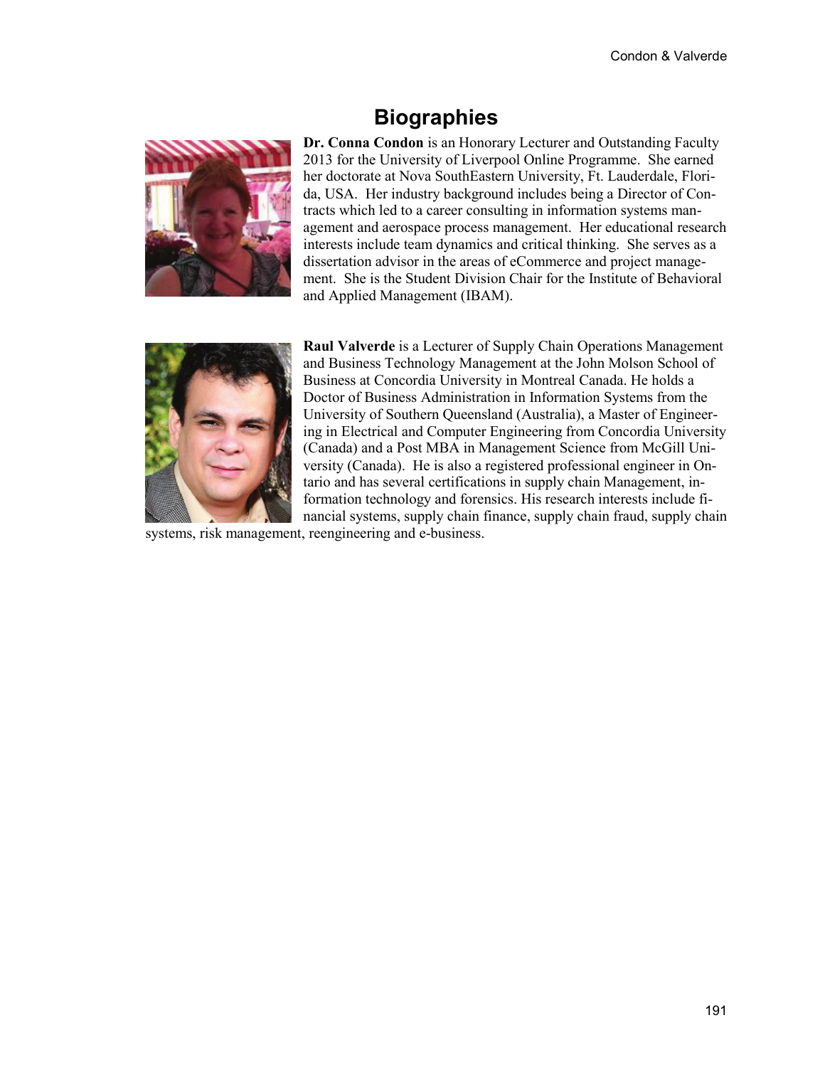## Biographies

**Dr. Conna Condon** is an Honorary Lecturer and Outstanding Faculty 2013 for the University of Liverpool Online Programme. She earned her doctorate at Nova SouthEastern University, Ft. Lauderdale, Florida, USA. Her industry background includes being a Director of Contracts which led to a career consulting in information systems management and aerospace process management. Her educational research interests include team dynamics and critical thinking. She serves as a dissertation advisor in the areas of eCommerce and project management. She is the Student Division Chair for the Institute of Behavioral and Applied Management (IBAM).

**Raul Valverde** is a Lecturer of Supply Chain Operations Management and Business Technology Management at the John Molson School of Business at Concordia University in Montreal Canada. He holds a Doctor of Business Administration in Information Systems from the University of Southern Queensland (Australia), a Master of Engineering in Electrical and Computer Engineering from Concordia University (Canada) and a Post MBA in Management Science from McGill University (Canada). He is also a registered professional engineer in Ontario and has several certifications in supply chain Management, information technology and forensics. His research interests include financial systems, supply chain finance, supply chain fraud, supply chain systems, risk management, reengineering and e-business.